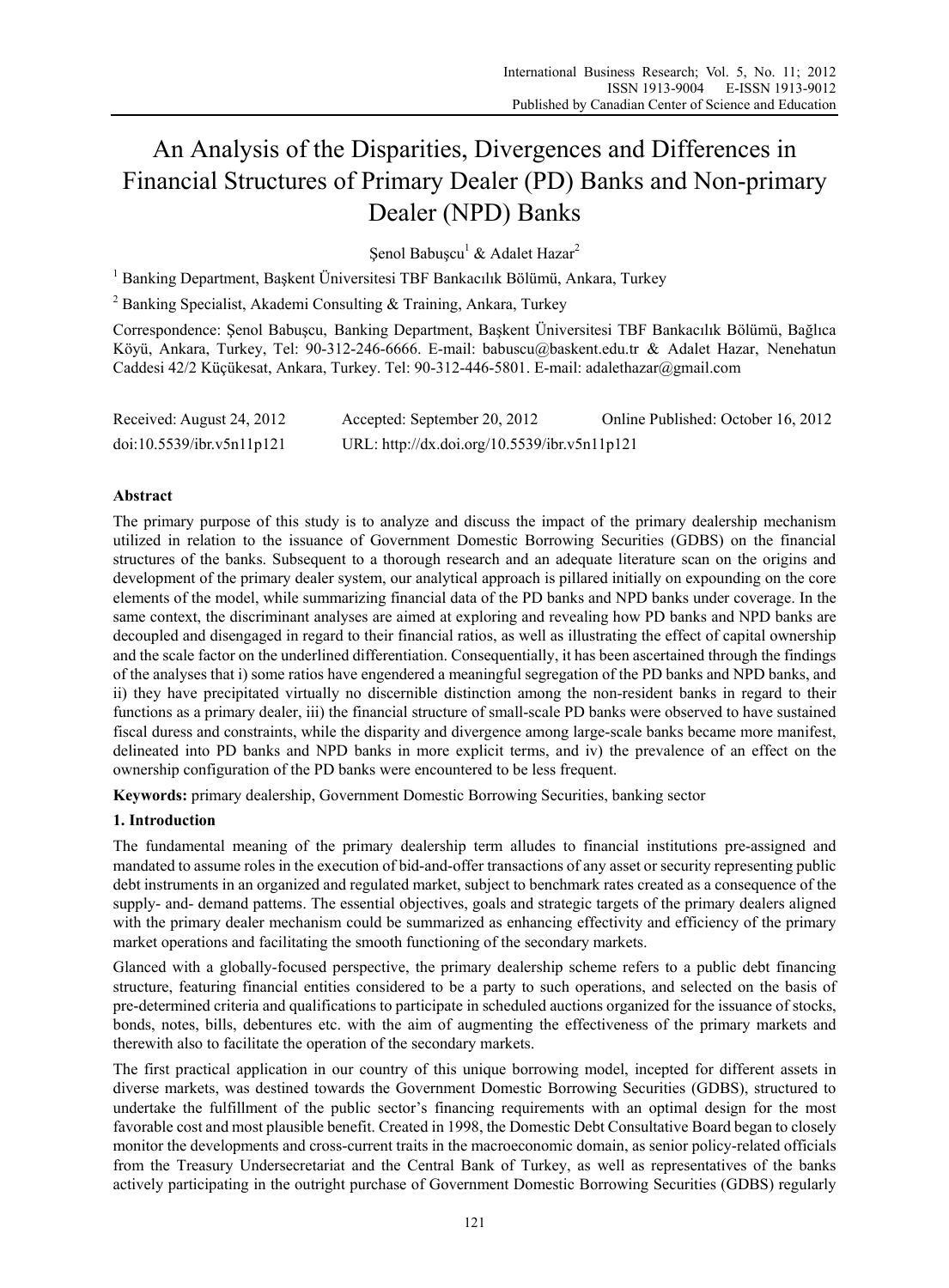# An Analysis of the Disparities, Divergences and Differences in Financial Structures of Primary Dealer (PD) Banks and Non-primary Dealer (NPD) Banks

Şenol Babuşcu[1] & Adalet Hazar[2]

[1] Banking Department, Başkent Üniversitesi TBF Bankacılık Bölümü, Ankara, Turkey

[2] Banking Specialist, Akademi Consulting & Training, Ankara, Turkey

Correspondence: Şenol Babuşcu, Banking Department, Başkent Üniversitesi TBF Bankacılık Bölümü, Bağlıca Köyü, Ankara, Turkey, Tel: 90-312-246-6666. E-mail: babuscu@baskent.edu.tr & Adalet Hazar, Nenehatun Caddesi 42/2 Küçükesat, Ankara, Turkey. Tel: 90-312-446-5801. E-mail: adalethazar@gmail.com

Received: August 24, 2012 Accepted: September 20, 2012 Online Published: October 16, 2012

doi:10.5539/ibr.v5n11p121 URL: http://dx.doi.org/10.5539/ibr.v5n11p121

## Abstract

The primary purpose of this study is to analyze and discuss the impact of the primary dealership mechanism utilized in relation to the issuance of Government Domestic Borrowing Securities (GDBS) on the financial structures of the banks. Subsequent to a thorough research and an adequate literature scan on the origins and development of the primary dealer system, our analytical approach is pillared initially on expounding on the core elements of the model, while summarizing financial data of the PD banks and NPD banks under coverage. In the same context, the discriminant analyses are aimed at exploring and revealing how PD banks and NPD banks are decoupled and disengaged in regard to their financial ratios, as well as illustrating the effect of capital ownership and the scale factor on the underlined differentiation. Consequentially, it has been ascertained through the findings of the analyses that i) some ratios have engendered a meaningful segregation of the PD banks and NPD banks, and ii) they have precipitated virtually no discernible distinction among the non-resident banks in regard to their functions as a primary dealer, iii) the financial structure of small-scale PD banks were observed to have sustained fiscal duress and constraints, while the disparity and divergence among large-scale banks became more manifest, delineated into PD banks and NPD banks in more explicit terms, and iv) the prevalence of an effect on the ownership configuration of the PD banks were encountered to be less frequent.

**Keywords:** primary dealership, Government Domestic Borrowing Securities, banking sector

## 1. Introduction

The fundamental meaning of the primary dealership term alludes to financial institutions pre-assigned and mandated to assume roles in the execution of bid-and-offer transactions of any asset or security representing public debt instruments in an organized and regulated market, subject to benchmark rates created as a consequence of the supply- and- demand pattems. The essential objectives, goals and strategic targets of the primary dealers aligned with the primary dealer mechanism could be summarized as enhancing effectivity and efficiency of the primary market operations and facilitating the smooth functioning of the secondary markets.

Glanced with a globally-focused perspective, the primary dealership scheme refers to a public debt financing structure, featuring financial entities considered to be a party to such operations, and selected on the basis of pre-determined criteria and qualifications to participate in scheduled auctions organized for the issuance of stocks, bonds, notes, bills, debentures etc. with the aim of augmenting the effectiveness of the primary markets and therewith also to facilitate the operation of the secondary markets.

The first practical application in our country of this unique borrowing model, incepted for different assets in diverse markets, was destined towards the Government Domestic Borrowing Securities (GDBS), structured to undertake the fulfillment of the public sector's financing requirements with an optimal design for the most favorable cost and most plausible benefit. Created in 1998, the Domestic Debt Consultative Board began to closely monitor the developments and cross-current traits in the macroeconomic domain, as senior policy-related officials from the Treasury Undersecretariat and the Central Bank of Turkey, as well as representatives of the banks actively participating in the outright purchase of Government Domestic Borrowing Securities (GDBS) regularly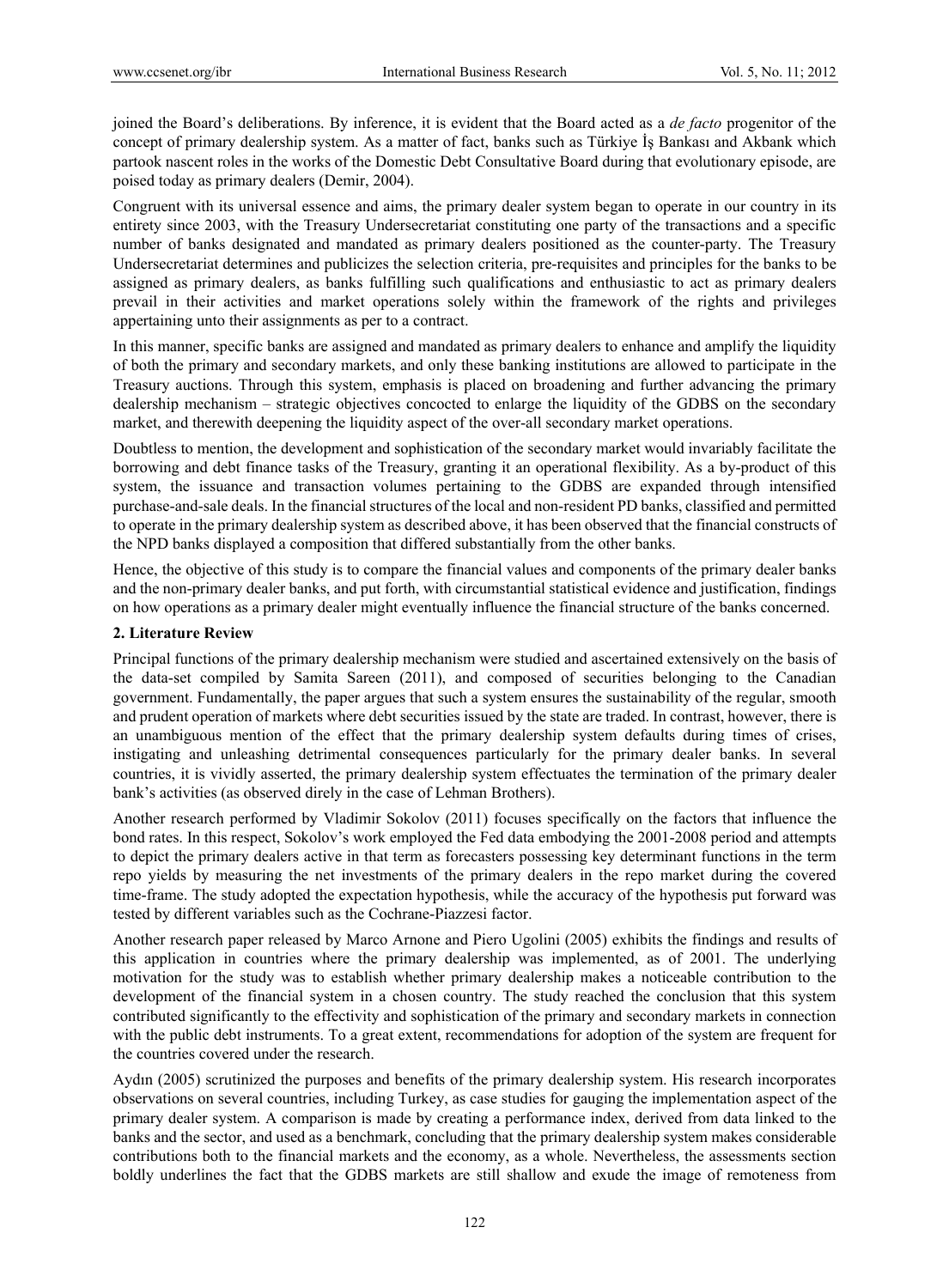joined the Board's deliberations. By inference, it is evident that the Board acted as a *de facto* progenitor of the concept of primary dealership system. As a matter of fact, banks such as Türkiye İş Bankası and Akbank which partook nascent roles in the works of the Domestic Debt Consultative Board during that evolutionary episode, are poised today as primary dealers (Demir, 2004).

Congruent with its universal essence and aims, the primary dealer system began to operate in our country in its entirety since 2003, with the Treasury Undersecretariat constituting one party of the transactions and a specific number of banks designated and mandated as primary dealers positioned as the counter-party. The Treasury Undersecretariat determines and publicizes the selection criteria, pre-requisites and principles for the banks to be assigned as primary dealers, as banks fulfilling such qualifications and enthusiastic to act as primary dealers prevail in their activities and market operations solely within the framework of the rights and privileges appertaining unto their assignments as per to a contract.

In this manner, specific banks are assigned and mandated as primary dealers to enhance and amplify the liquidity of both the primary and secondary markets, and only these banking institutions are allowed to participate in the Treasury auctions. Through this system, emphasis is placed on broadening and further advancing the primary dealership mechanism – strategic objectives concocted to enlarge the liquidity of the GDBS on the secondary market, and therewith deepening the liquidity aspect of the over-all secondary market operations.

Doubtless to mention, the development and sophistication of the secondary market would invariably facilitate the borrowing and debt finance tasks of the Treasury, granting it an operational flexibility. As a by-product of this system, the issuance and transaction volumes pertaining to the GDBS are expanded through intensified purchase-and-sale deals. In the financial structures of the local and non-resident PD banks, classified and permitted to operate in the primary dealership system as described above, it has been observed that the financial constructs of the NPD banks displayed a composition that differed substantially from the other banks.

Hence, the objective of this study is to compare the financial values and components of the primary dealer banks and the non-primary dealer banks, and put forth, with circumstantial statistical evidence and justification, findings on how operations as a primary dealer might eventually influence the financial structure of the banks concerned.

## 2. Literature Review

Principal functions of the primary dealership mechanism were studied and ascertained extensively on the basis of the data-set compiled by Samita Sareen (2011), and composed of securities belonging to the Canadian government. Fundamentally, the paper argues that such a system ensures the sustainability of the regular, smooth and prudent operation of markets where debt securities issued by the state are traded. In contrast, however, there is an unambiguous mention of the effect that the primary dealership system defaults during times of crises, instigating and unleashing detrimental consequences particularly for the primary dealer banks. In several countries, it is vividly asserted, the primary dealership system effectuates the termination of the primary dealer bank's activities (as observed direly in the case of Lehman Brothers).

Another research performed by Vladimir Sokolov (2011) focuses specifically on the factors that influence the bond rates. In this respect, Sokolov's work employed the Fed data embodying the 2001-2008 period and attempts to depict the primary dealers active in that term as forecasters possessing key determinant functions in the term repo yields by measuring the net investments of the primary dealers in the repo market during the covered time-frame. The study adopted the expectation hypothesis, while the accuracy of the hypothesis put forward was tested by different variables such as the Cochrane-Piazzesi factor.

Another research paper released by Marco Arnone and Piero Ugolini (2005) exhibits the findings and results of this application in countries where the primary dealership was implemented, as of 2001. The underlying motivation for the study was to establish whether primary dealership makes a noticeable contribution to the development of the financial system in a chosen country. The study reached the conclusion that this system contributed significantly to the effectivity and sophistication of the primary and secondary markets in connection with the public debt instruments. To a great extent, recommendations for adoption of the system are frequent for the countries covered under the research.

Aydın (2005) scrutinized the purposes and benefits of the primary dealership system. His research incorporates observations on several countries, including Turkey, as case studies for gauging the implementation aspect of the primary dealer system. A comparison is made by creating a performance index, derived from data linked to the banks and the sector, and used as a benchmark, concluding that the primary dealership system makes considerable contributions both to the financial markets and the economy, as a whole. Nevertheless, the assessments section boldly underlines the fact that the GDBS markets are still shallow and exude the image of remoteness from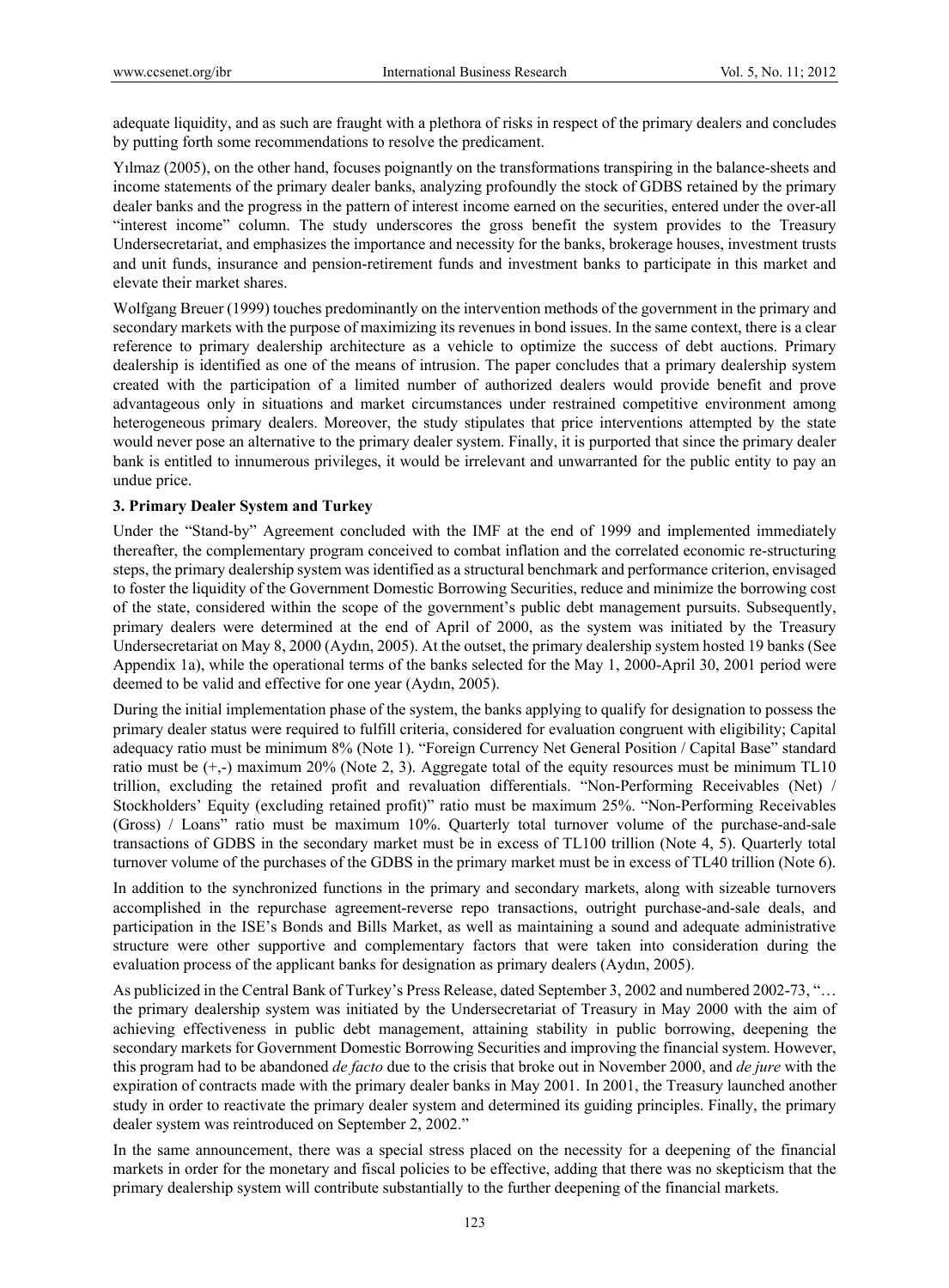adequate liquidity, and as such are fraught with a plethora of risks in respect of the primary dealers and concludes by putting forth some recommendations to resolve the predicament.

Yılmaz (2005), on the other hand, focuses poignantly on the transformations transpiring in the balance-sheets and income statements of the primary dealer banks, analyzing profoundly the stock of GDBS retained by the primary dealer banks and the progress in the pattern of interest income earned on the securities, entered under the over-all "interest income" column. The study underscores the gross benefit the system provides to the Treasury Undersecretariat, and emphasizes the importance and necessity for the banks, brokerage houses, investment trusts and unit funds, insurance and pension-retirement funds and investment banks to participate in this market and elevate their market shares.

Wolfgang Breuer (1999) touches predominantly on the intervention methods of the government in the primary and secondary markets with the purpose of maximizing its revenues in bond issues. In the same context, there is a clear reference to primary dealership architecture as a vehicle to optimize the success of debt auctions. Primary dealership is identified as one of the means of intrusion. The paper concludes that a primary dealership system created with the participation of a limited number of authorized dealers would provide benefit and prove advantageous only in situations and market circumstances under restrained competitive environment among heterogeneous primary dealers. Moreover, the study stipulates that price interventions attempted by the state would never pose an alternative to the primary dealer system. Finally, it is purported that since the primary dealer bank is entitled to innumerous privileges, it would be irrelevant and unwarranted for the public entity to pay an undue price.

## 3. Primary Dealer System and Turkey

Under the "Stand-by" Agreement concluded with the IMF at the end of 1999 and implemented immediately thereafter, the complementary program conceived to combat inflation and the correlated economic re-structuring steps, the primary dealership system was identified as a structural benchmark and performance criterion, envisaged to foster the liquidity of the Government Domestic Borrowing Securities, reduce and minimize the borrowing cost of the state, considered within the scope of the government's public debt management pursuits. Subsequently, primary dealers were determined at the end of April of 2000, as the system was initiated by the Treasury Undersecretariat on May 8, 2000 (Aydın, 2005). At the outset, the primary dealership system hosted 19 banks (See Appendix 1a), while the operational terms of the banks selected for the May 1, 2000-April 30, 2001 period were deemed to be valid and effective for one year (Aydın, 2005).

During the initial implementation phase of the system, the banks applying to qualify for designation to possess the primary dealer status were required to fulfill criteria, considered for evaluation congruent with eligibility; Capital adequacy ratio must be minimum 8% (Note 1). "Foreign Currency Net General Position / Capital Base" standard ratio must be (+,-) maximum 20% (Note 2, 3). Aggregate total of the equity resources must be minimum TL10 trillion, excluding the retained profit and revaluation differentials. "Non-Performing Receivables (Net) / Stockholders' Equity (excluding retained profit)" ratio must be maximum 25%. "Non-Performing Receivables (Gross) / Loans" ratio must be maximum 10%. Quarterly total turnover volume of the purchase-and-sale transactions of GDBS in the secondary market must be in excess of TL100 trillion (Note 4, 5). Quarterly total turnover volume of the purchases of the GDBS in the primary market must be in excess of TL40 trillion (Note 6).

In addition to the synchronized functions in the primary and secondary markets, along with sizeable turnovers accomplished in the repurchase agreement-reverse repo transactions, outright purchase-and-sale deals, and participation in the ISE's Bonds and Bills Market, as well as maintaining a sound and adequate administrative structure were other supportive and complementary factors that were taken into consideration during the evaluation process of the applicant banks for designation as primary dealers (Aydın, 2005).

As publicized in the Central Bank of Turkey's Press Release, dated September 3, 2002 and numbered 2002-73, "… the primary dealership system was initiated by the Undersecretariat of Treasury in May 2000 with the aim of achieving effectiveness in public debt management, attaining stability in public borrowing, deepening the secondary markets for Government Domestic Borrowing Securities and improving the financial system. However, this program had to be abandoned *de facto* due to the crisis that broke out in November 2000, and *de jure* with the expiration of contracts made with the primary dealer banks in May 2001. In 2001, the Treasury launched another study in order to reactivate the primary dealer system and determined its guiding principles. Finally, the primary dealer system was reintroduced on September 2, 2002."

In the same announcement, there was a special stress placed on the necessity for a deepening of the financial markets in order for the monetary and fiscal policies to be effective, adding that there was no skepticism that the primary dealership system will contribute substantially to the further deepening of the financial markets.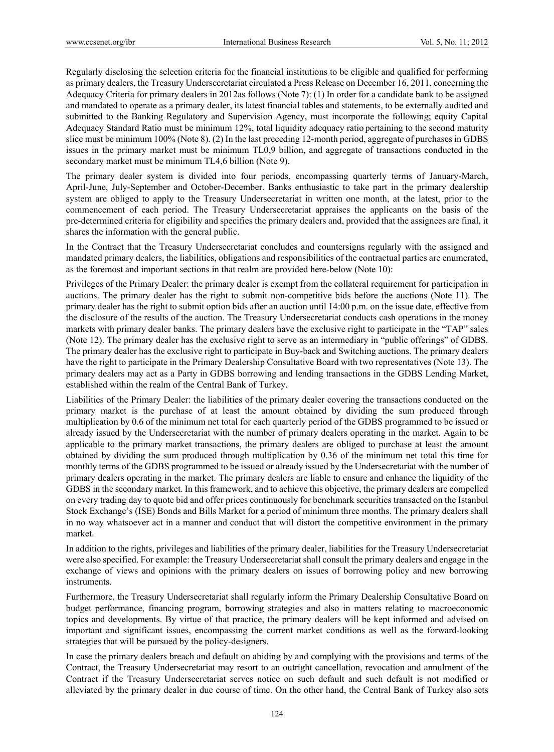Regularly disclosing the selection criteria for the financial institutions to be eligible and qualified for performing as primary dealers, the Treasury Undersecretariat circulated a Press Release on December 16, 2011, concerning the Adequacy Criteria for primary dealers in 2012as follows (Note 7): (1) In order for a candidate bank to be assigned and mandated to operate as a primary dealer, its latest financial tables and statements, to be externally audited and submitted to the Banking Regulatory and Supervision Agency, must incorporate the following; equity Capital Adequacy Standard Ratio must be minimum 12%, total liquidity adequacy ratio pertaining to the second maturity slice must be minimum 100% (Note 8). (2) In the last preceding 12-month period, aggregate of purchases in GDBS issues in the primary market must be minimum TL0,9 billion, and aggregate of transactions conducted in the secondary market must be minimum TL4,6 billion (Note 9).

The primary dealer system is divided into four periods, encompassing quarterly terms of January-March, April-June, July-September and October-December. Banks enthusiastic to take part in the primary dealership system are obliged to apply to the Treasury Undersecretariat in written one month, at the latest, prior to the commencement of each period. The Treasury Undersecretariat appraises the applicants on the basis of the pre-determined criteria for eligibility and specifies the primary dealers and, provided that the assignees are final, it shares the information with the general public.

In the Contract that the Treasury Undersecretariat concludes and countersigns regularly with the assigned and mandated primary dealers, the liabilities, obligations and responsibilities of the contractual parties are enumerated, as the foremost and important sections in that realm are provided here-below (Note 10):

Privileges of the Primary Dealer: the primary dealer is exempt from the collateral requirement for participation in auctions. The primary dealer has the right to submit non-competitive bids before the auctions (Note 11). The primary dealer has the right to submit option bids after an auction until 14:00 p.m. on the issue date, effective from the disclosure of the results of the auction. The Treasury Undersecretariat conducts cash operations in the money markets with primary dealer banks. The primary dealers have the exclusive right to participate in the "TAP" sales (Note 12). The primary dealer has the exclusive right to serve as an intermediary in "public offerings" of GDBS. The primary dealer has the exclusive right to participate in Buy-back and Switching auctions. The primary dealers have the right to participate in the Primary Dealership Consultative Board with two representatives (Note 13). The primary dealers may act as a Party in GDBS borrowing and lending transactions in the GDBS Lending Market, established within the realm of the Central Bank of Turkey.

Liabilities of the Primary Dealer: the liabilities of the primary dealer covering the transactions conducted on the primary market is the purchase of at least the amount obtained by dividing the sum produced through multiplication by 0.6 of the minimum net total for each quarterly period of the GDBS programmed to be issued or already issued by the Undersecretariat with the number of primary dealers operating in the market. Again to be applicable to the primary market transactions, the primary dealers are obliged to purchase at least the amount obtained by dividing the sum produced through multiplication by 0.36 of the minimum net total this time for monthly terms of the GDBS programmed to be issued or already issued by the Undersecretariat with the number of primary dealers operating in the market. The primary dealers are liable to ensure and enhance the liquidity of the GDBS in the secondary market. In this framework, and to achieve this objective, the primary dealers are compelled on every trading day to quote bid and offer prices continuously for benchmark securities transacted on the Istanbul Stock Exchange's (ISE) Bonds and Bills Market for a period of minimum three months. The primary dealers shall in no way whatsoever act in a manner and conduct that will distort the competitive environment in the primary market.

In addition to the rights, privileges and liabilities of the primary dealer, liabilities for the Treasury Undersecretariat were also specified. For example: the Treasury Undersecretariat shall consult the primary dealers and engage in the exchange of views and opinions with the primary dealers on issues of borrowing policy and new borrowing instruments.

Furthermore, the Treasury Undersecretariat shall regularly inform the Primary Dealership Consultative Board on budget performance, financing program, borrowing strategies and also in matters relating to macroeconomic topics and developments. By virtue of that practice, the primary dealers will be kept informed and advised on important and significant issues, encompassing the current market conditions as well as the forward-looking strategies that will be pursued by the policy-designers.

In case the primary dealers breach and default on abiding by and complying with the provisions and terms of the Contract, the Treasury Undersecretariat may resort to an outright cancellation, revocation and annulment of the Contract if the Treasury Undersecretariat serves notice on such default and such default is not modified or alleviated by the primary dealer in due course of time. On the other hand, the Central Bank of Turkey also sets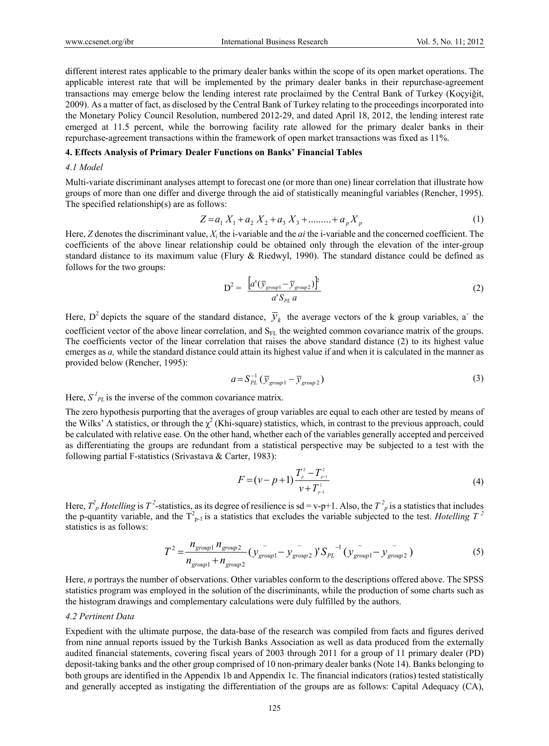different interest rates applicable to the primary dealer banks within the scope of its open market operations. The applicable interest rate that will be implemented by the primary dealer banks in their repurchase-agreement transactions may emerge below the lending interest rate proclaimed by the Central Bank of Turkey (Koçyiğit, 2009). As a matter of fact, as disclosed by the Central Bank of Turkey relating to the proceedings incorporated into the Monetary Policy Council Resolution, numbered 2012-29, and dated April 18, 2012, the lending interest rate emerged at 11.5 percent, while the borrowing facility rate allowed for the primary dealer banks in their repurchase-agreement transactions within the framework of open market transactions was fixed as 11%.

### 4. Effects Analysis of Primary Dealer Functions on Banks' Financial Tables

#### *4.1 Model*

Multi-variate discriminant analyses attempt to forecast one (or more than one) linear correlation that illustrate how groups of more than one differ and diverge through the aid of statistically meaningful variables (Rencher, 1995). The specified relationship(s) are as follows:

$$Z = a_1 X_1 + a_2 X_2 + a_3 X_3 + \dots\dots\dots + a_p X_p \tag{1}$$

Here, *Z* denotes the discriminant value, $X_i$ the i-variable and the *ai* the i-variable and the concerned coefficient. The coefficients of the above linear relationship could be obtained only through the elevation of the inter-group standard distance to its maximum value (Flury & Riedwyl, 1990). The standard distance could be defined as follows for the two groups:

$$D^2 = \frac{\left[a'(\bar{y}_{group1} - \bar{y}_{group2})\right]^2}{a' S_{PL}\, a} \tag{2}$$

Here, $D^2$ depicts the square of the standard distance, $\bar{y}_k$ the average vectors of the k group variables, a´ the coefficient vector of the above linear correlation, and $S_{FL}$ the weighted common covariance matrix of the groups. The coefficients vector of the linear correlation that raises the above standard distance (2) to its highest value emerges as *a,* while the standard distance could attain its highest value if and when it is calculated in the manner as provided below (Rencher, 1995):

$$a = S_{PL}^{-1}\,(\bar{y}_{group1} - \bar{y}_{group2}) \tag{3}$$

Here, $S^{-1}_{PL}$ is the inverse of the common covariance matrix.

The zero hypothesis purporting that the averages of group variables are equal to each other are tested by means of the Wilks' Λ statistics, or through the $\chi^2$ (Khi-square) statistics, which, in contrast to the previous approach, could be calculated with relative ease. On the other hand, whether each of the variables generally accepted and perceived as differentiating the groups are redundant from a statistical perspective may be subjected to a test with the following partial F-statistics (Srivastava & Carter, 1983):

$$F = (v - p + 1)\frac{T_p^2 - T_{p-1}^2}{v + T_{p-1}^2} \tag{4}$$

Here, $T^2_p$ *Hotelling* is $T^2$-statistics, as its degree of resilience is sd = v-p+1. Also, the $T^2_p$ is a statistics that includes the p-quantity variable, and the $T^2_{p-1}$ is a statistics that excludes the variable subjected to the test. *Hotelling* $T^2$ statistics is as follows:

$$T^2 = \frac{n_{group1}\, n_{group2}}{n_{group1} + n_{group2}}(\bar{y}_{group1} - \bar{y}_{group2})' S_{PL}^{-1}(\bar{y}_{group1} - \bar{y}_{group2}) \tag{5}$$

Here, *n* portrays the number of observations. Other variables conform to the descriptions offered above. The SPSS statistics program was employed in the solution of the discriminants, while the production of some charts such as the histogram drawings and complementary calculations were duly fulfilled by the authors.

#### *4.2 Pertinent Data*

Expedient with the ultimate purpose, the data-base of the research was compiled from facts and figures derived from nine annual reports issued by the Turkish Banks Association as well as data produced from the externally audited financial statements, covering fiscal years of 2003 through 2011 for a group of 11 primary dealer (PD) deposit-taking banks and the other group comprised of 10 non-primary dealer banks (Note 14). Banks belonging to both groups are identified in the Appendix 1b and Appendix 1c. The financial indicators (ratios) tested statistically and generally accepted as instigating the differentiation of the groups are as follows: Capital Adequacy (CA),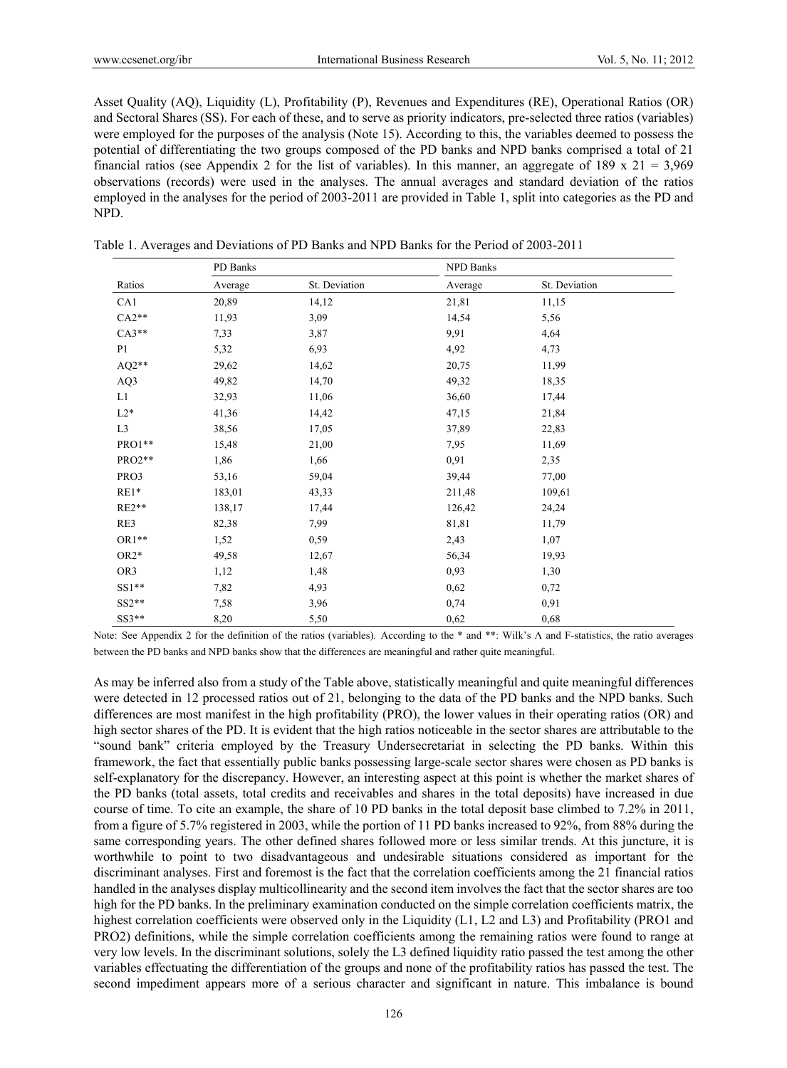Asset Quality (AQ), Liquidity (L), Profitability (P), Revenues and Expenditures (RE), Operational Ratios (OR) and Sectoral Shares (SS). For each of these, and to serve as priority indicators, pre-selected three ratios (variables) were employed for the purposes of the analysis (Note 15). According to this, the variables deemed to possess the potential of differentiating the two groups composed of the PD banks and NPD banks comprised a total of 21 financial ratios (see Appendix 2 for the list of variables). In this manner, an aggregate of 189 x 21 = 3,969 observations (records) were used in the analyses. The annual averages and standard deviation of the ratios employed in the analyses for the period of 2003-2011 are provided in Table 1, split into categories as the PD and NPD.

Table 1. Averages and Deviations of PD Banks and NPD Banks for the Period of 2003-2011

| | PD Banks | | NPD Banks | |
|---|---|---|---|---|
| Ratios | Average | St. Deviation | Average | St. Deviation |
| CA1 | 20,89 | 14,12 | 21,81 | 11,15 |
| CA2** | 11,93 | 3,09 | 14,54 | 5,56 |
| CA3** | 7,33 | 3,87 | 9,91 | 4,64 |
| P1 | 5,32 | 6,93 | 4,92 | 4,73 |
| AQ2** | 29,62 | 14,62 | 20,75 | 11,99 |
| AQ3 | 49,82 | 14,70 | 49,32 | 18,35 |
| L1 | 32,93 | 11,06 | 36,60 | 17,44 |
| L2* | 41,36 | 14,42 | 47,15 | 21,84 |
| L3 | 38,56 | 17,05 | 37,89 | 22,83 |
| PRO1** | 15,48 | 21,00 | 7,95 | 11,69 |
| PRO2** | 1,86 | 1,66 | 0,91 | 2,35 |
| PRO3 | 53,16 | 59,04 | 39,44 | 77,00 |
| RE1* | 183,01 | 43,33 | 211,48 | 109,61 |
| RE2** | 138,17 | 17,44 | 126,42 | 24,24 |
| RE3 | 82,38 | 7,99 | 81,81 | 11,79 |
| OR1** | 1,52 | 0,59 | 2,43 | 1,07 |
| OR2* | 49,58 | 12,67 | 56,34 | 19,93 |
| OR3 | 1,12 | 1,48 | 0,93 | 1,30 |
| SS1** | 7,82 | 4,93 | 0,62 | 0,72 |
| SS2** | 7,58 | 3,96 | 0,74 | 0,91 |
| SS3** | 8,20 | 5,50 | 0,62 | 0,68 |

Note: See Appendix 2 for the definition of the ratios (variables). According to the * and **: Wilk's Λ and F-statistics, the ratio averages between the PD banks and NPD banks show that the differences are meaningful and rather quite meaningful.

As may be inferred also from a study of the Table above, statistically meaningful and quite meaningful differences were detected in 12 processed ratios out of 21, belonging to the data of the PD banks and the NPD banks. Such differences are most manifest in the high profitability (PRO), the lower values in their operating ratios (OR) and high sector shares of the PD. It is evident that the high ratios noticeable in the sector shares are attributable to the "sound bank" criteria employed by the Treasury Undersecretariat in selecting the PD banks. Within this framework, the fact that essentially public banks possessing large-scale sector shares were chosen as PD banks is self-explanatory for the discrepancy. However, an interesting aspect at this point is whether the market shares of the PD banks (total assets, total credits and receivables and shares in the total deposits) have increased in due course of time. To cite an example, the share of 10 PD banks in the total deposit base climbed to 7.2% in 2011, from a figure of 5.7% registered in 2003, while the portion of 11 PD banks increased to 92%, from 88% during the same corresponding years. The other defined shares followed more or less similar trends. At this juncture, it is worthwhile to point to two disadvantageous and undesirable situations considered as important for the discriminant analyses. First and foremost is the fact that the correlation coefficients among the 21 financial ratios handled in the analyses display multicollinearity and the second item involves the fact that the sector shares are too high for the PD banks. In the preliminary examination conducted on the simple correlation coefficients matrix, the highest correlation coefficients were observed only in the Liquidity (L1, L2 and L3) and Profitability (PRO1 and PRO2) definitions, while the simple correlation coefficients among the remaining ratios were found to range at very low levels. In the discriminant solutions, solely the L3 defined liquidity ratio passed the test among the other variables effectuating the differentiation of the groups and none of the profitability ratios has passed the test. The second impediment appears more of a serious character and significant in nature. This imbalance is bound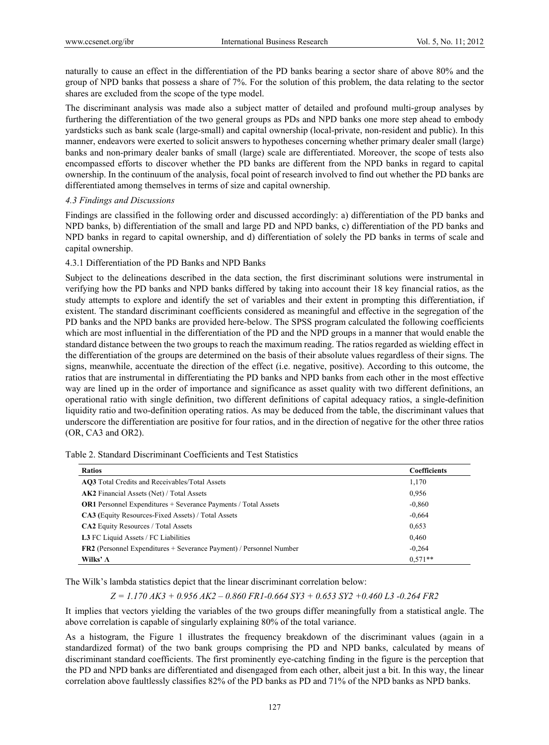naturally to cause an effect in the differentiation of the PD banks bearing a sector share of above 80% and the group of NPD banks that possess a share of 7%. For the solution of this problem, the data relating to the sector shares are excluded from the scope of the type model.

The discriminant analysis was made also a subject matter of detailed and profound multi-group analyses by furthering the differentiation of the two general groups as PDs and NPD banks one more step ahead to embody yardsticks such as bank scale (large-small) and capital ownership (local-private, non-resident and public). In this manner, endeavors were exerted to solicit answers to hypotheses concerning whether primary dealer small (large) banks and non-primary dealer banks of small (large) scale are differentiated. Moreover, the scope of tests also encompassed efforts to discover whether the PD banks are different from the NPD banks in regard to capital ownership. In the continuum of the analysis, focal point of research involved to find out whether the PD banks are differentiated among themselves in terms of size and capital ownership.

### *4.3 Findings and Discussions*

Findings are classified in the following order and discussed accordingly: a) differentiation of the PD banks and NPD banks, b) differentiation of the small and large PD and NPD banks, c) differentiation of the PD banks and NPD banks in regard to capital ownership, and d) differentiation of solely the PD banks in terms of scale and capital ownership.

#### 4.3.1 Differentiation of the PD Banks and NPD Banks

Subject to the delineations described in the data section, the first discriminant solutions were instrumental in verifying how the PD banks and NPD banks differed by taking into account their 18 key financial ratios, as the study attempts to explore and identify the set of variables and their extent in prompting this differentiation, if existent. The standard discriminant coefficients considered as meaningful and effective in the segregation of the PD banks and the NPD banks are provided here-below. The SPSS program calculated the following coefficients which are most influential in the differentiation of the PD and the NPD groups in a manner that would enable the standard distance between the two groups to reach the maximum reading. The ratios regarded as wielding effect in the differentiation of the groups are determined on the basis of their absolute values regardless of their signs. The signs, meanwhile, accentuate the direction of the effect (i.e. negative, positive). According to this outcome, the ratios that are instrumental in differentiating the PD banks and NPD banks from each other in the most effective way are lined up in the order of importance and significance as asset quality with two different definitions, an operational ratio with single definition, two different definitions of capital adequacy ratios, a single-definition liquidity ratio and two-definition operating ratios. As may be deduced from the table, the discriminant values that underscore the differentiation are positive for four ratios, and in the direction of negative for the other three ratios (OR, CA3 and OR2).

Table 2. Standard Discriminant Coefficients and Test Statistics

| Ratios | Coefficients |
|---|---|
| **AQ3** Total Credits and Receivables/Total Assets | 1,170 |
| **AK2** Financial Assets (Net) / Total Assets | 0,956 |
| **OR1** Personnel Expenditures + Severance Payments / Total Assets | -0,860 |
| **CA3** (Equity Resources-Fixed Assets) / Total Assets | -0,664 |
| **CA2** Equity Resources / Total Assets | 0,653 |
| **L3** FC Liquid Assets / FC Liabilities | 0,460 |
| **FR2** (Personnel Expenditures + Severance Payment) / Personnel Number | -0,264 |
| **Wilks' Λ** | 0,571** |

The Wilk's lambda statistics depict that the linear discriminant correlation below:

$$Z = 1.170\ AK3 + 0.956\ AK2 - 0.860\ FR1 - 0.664\ SY3 + 0.653\ SY2 + 0.460\ L3 - 0.264\ FR2$$

It implies that vectors yielding the variables of the two groups differ meaningfully from a statistical angle. The above correlation is capable of singularly explaining 80% of the total variance.

As a histogram, the Figure 1 illustrates the frequency breakdown of the discriminant values (again in a standardized format) of the two bank groups comprising the PD and NPD banks, calculated by means of discriminant standard coefficients. The first prominently eye-catching finding in the figure is the perception that the PD and NPD banks are differentiated and disengaged from each other, albeit just a bit. In this way, the linear correlation above faultlessly classifies 82% of the PD banks as PD and 71% of the NPD banks as NPD banks.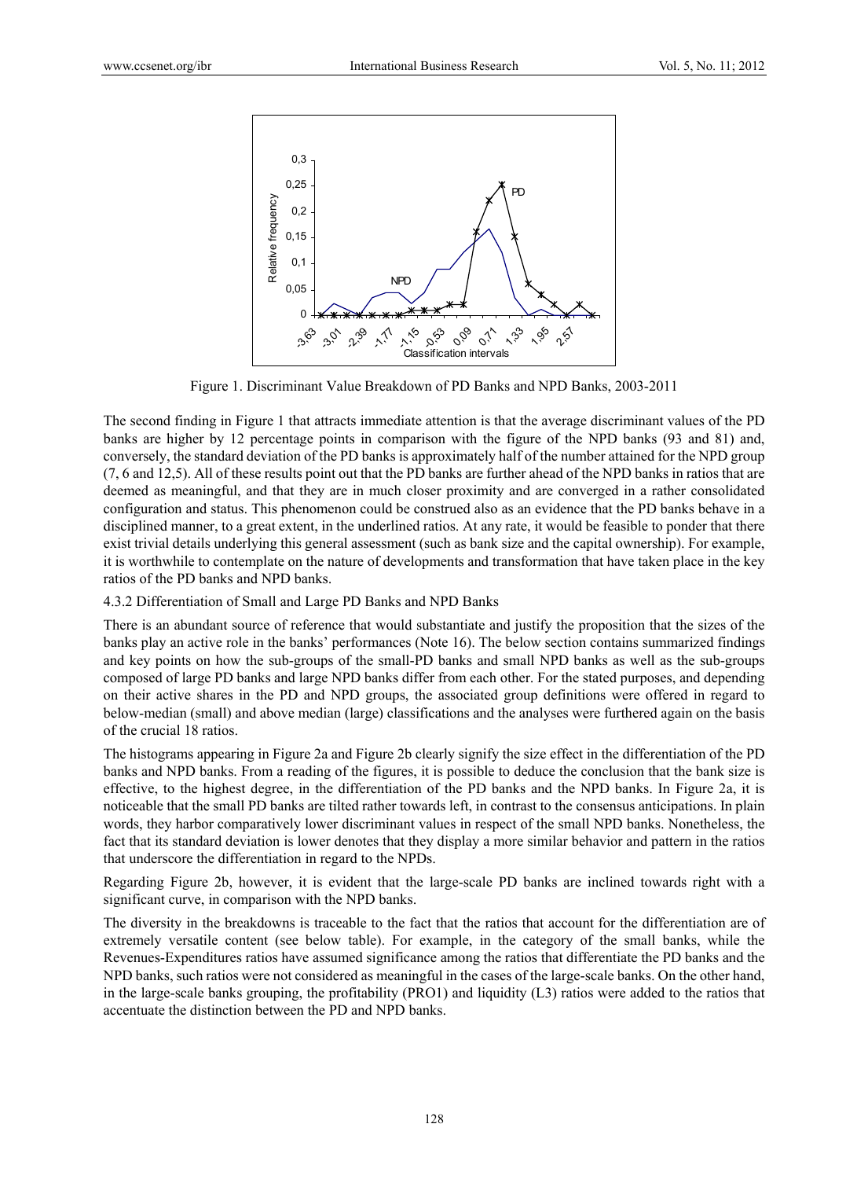0,3
0,25
0,2
0,15
0,1
0,05
0
Relative frequency
PD
NPD
-3,63
-3,01
-2,39
-1,77
-1,15
-0,53
0,09
0,71
1,33
1,95
2,57
Classification intervals

Figure 1. Discriminant Value Breakdown of PD Banks and NPD Banks, 2003-2011

The second finding in Figure 1 that attracts immediate attention is that the average discriminant values of the PD banks are higher by 12 percentage points in comparison with the figure of the NPD banks (93 and 81) and, conversely, the standard deviation of the PD banks is approximately half of the number attained for the NPD group (7, 6 and 12,5). All of these results point out that the PD banks are further ahead of the NPD banks in ratios that are deemed as meaningful, and that they are in much closer proximity and are converged in a rather consolidated configuration and status. This phenomenon could be construed also as an evidence that the PD banks behave in a disciplined manner, to a great extent, in the underlined ratios. At any rate, it would be feasible to ponder that there exist trivial details underlying this general assessment (such as bank size and the capital ownership). For example, it is worthwhile to contemplate on the nature of developments and transformation that have taken place in the key ratios of the PD banks and NPD banks.

#### 4.3.2 Differentiation of Small and Large PD Banks and NPD Banks

There is an abundant source of reference that would substantiate and justify the proposition that the sizes of the banks play an active role in the banks' performances (Note 16). The below section contains summarized findings and key points on how the sub-groups of the small-PD banks and small NPD banks as well as the sub-groups composed of large PD banks and large NPD banks differ from each other. For the stated purposes, and depending on their active shares in the PD and NPD groups, the associated group definitions were offered in regard to below-median (small) and above median (large) classifications and the analyses were furthered again on the basis of the crucial 18 ratios.

The histograms appearing in Figure 2a and Figure 2b clearly signify the size effect in the differentiation of the PD banks and NPD banks. From a reading of the figures, it is possible to deduce the conclusion that the bank size is effective, to the highest degree, in the differentiation of the PD banks and the NPD banks. In Figure 2a, it is noticeable that the small PD banks are tilted rather towards left, in contrast to the consensus anticipations. In plain words, they harbor comparatively lower discriminant values in respect of the small NPD banks. Nonetheless, the fact that its standard deviation is lower denotes that they display a more similar behavior and pattern in the ratios that underscore the differentiation in regard to the NPDs.

Regarding Figure 2b, however, it is evident that the large-scale PD banks are inclined towards right with a significant curve, in comparison with the NPD banks.

The diversity in the breakdowns is traceable to the fact that the ratios that account for the differentiation are of extremely versatile content (see below table). For example, in the category of the small banks, while the Revenues-Expenditures ratios have assumed significance among the ratios that differentiate the PD banks and the NPD banks, such ratios were not considered as meaningful in the cases of the large-scale banks. On the other hand, in the large-scale banks grouping, the profitability (PRO1) and liquidity (L3) ratios were added to the ratios that accentuate the distinction between the PD and NPD banks.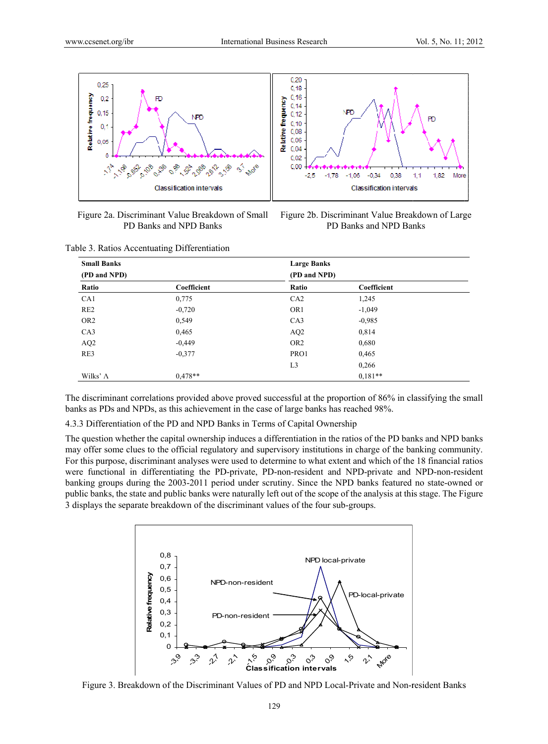Figure 2a. Discriminant Value Breakdown of Small PD Banks and NPD Banks

Figure 2b. Discriminant Value Breakdown of Large PD Banks and NPD Banks

Table 3. Ratios Accentuating Differentiation

| Small Banks (PD and NPD) | | Large Banks (PD and NPD) | |
|---|---|---|---|
| Ratio | Coefficient | Ratio | Coefficient |
| CA1 | 0,775 | CA2 | 1,245 |
| RE2 | -0,720 | OR1 | -1,049 |
| OR2 | 0,549 | CA3 | -0,985 |
| CA3 | 0,465 | AQ2 | 0,814 |
| AQ2 | -0,449 | OR2 | 0,680 |
| RE3 | -0,377 | PRO1 | 0,465 |
| | | L3 | 0,266 |
| Wilks' Λ | 0,478** | | 0,181** |

The discriminant correlations provided above proved successful at the proportion of 86% in classifying the small banks as PDs and NPDs, as this achievement in the case of large banks has reached 98%.

#### 4.3.3 Differentiation of the PD and NPD Banks in Terms of Capital Ownership

The question whether the capital ownership induces a differentiation in the ratios of the PD banks and NPD banks may offer some clues to the official regulatory and supervisory institutions in charge of the banking community. For this purpose, discriminant analyses were used to determine to what extent and which of the 18 financial ratios were functional in differentiating the PD-private, PD-non-resident and NPD-private and NPD-non-resident banking groups during the 2003-2011 period under scrutiny. Since the NPD banks featured no state-owned or public banks, the state and public banks were naturally left out of the scope of the analysis at this stage. The Figure 3 displays the separate breakdown of the discriminant values of the four sub-groups.

Figure 3. Breakdown of the Discriminant Values of PD and NPD Local-Private and Non-resident Banks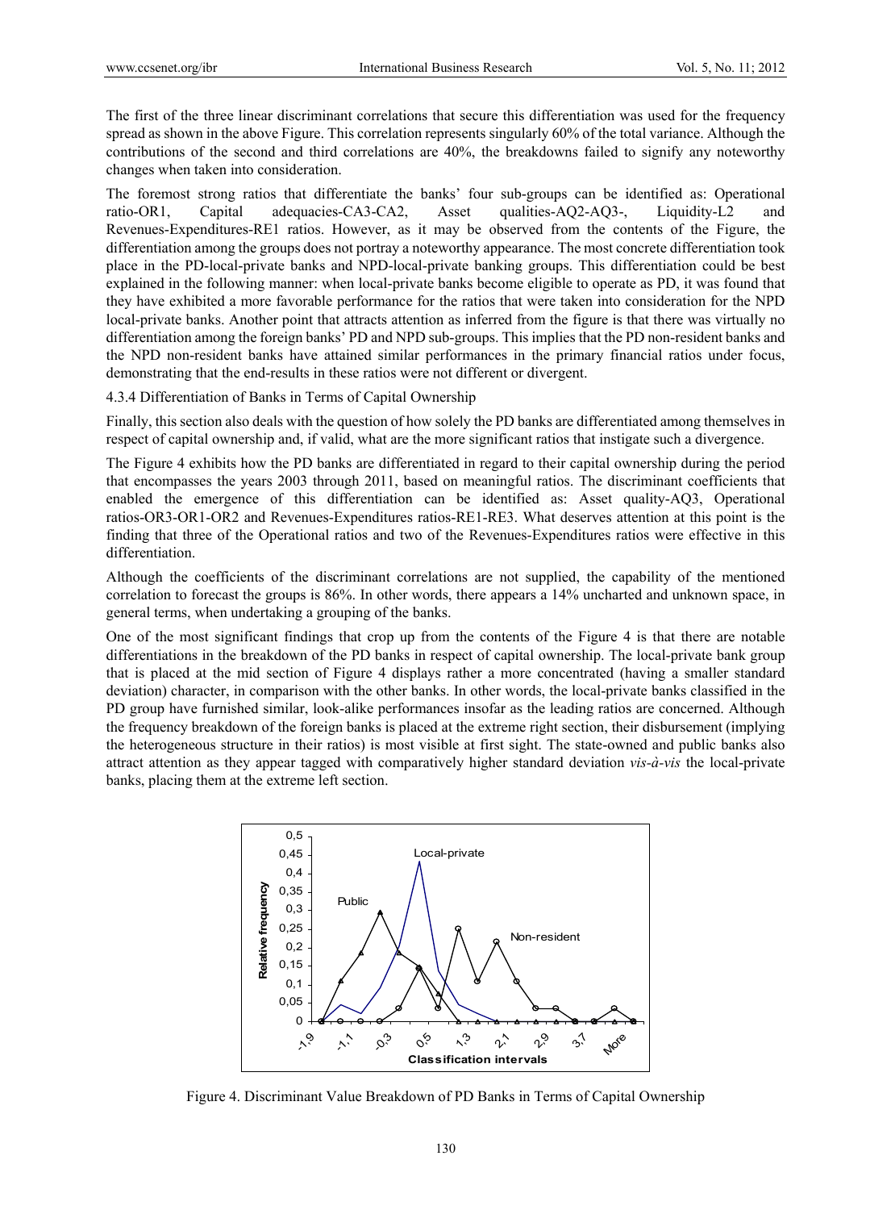The first of the three linear discriminant correlations that secure this differentiation was used for the frequency spread as shown in the above Figure. This correlation represents singularly 60% of the total variance. Although the contributions of the second and third correlations are 40%, the breakdowns failed to signify any noteworthy changes when taken into consideration.

The foremost strong ratios that differentiate the banks' four sub-groups can be identified as: Operational ratio-OR1, Capital adequacies-CA3-CA2, Asset qualities-AQ2-AQ3-, Liquidity-L2 and Revenues-Expenditures-RE1 ratios. However, as it may be observed from the contents of the Figure, the differentiation among the groups does not portray a noteworthy appearance. The most concrete differentiation took place in the PD-local-private banks and NPD-local-private banking groups. This differentiation could be best explained in the following manner: when local-private banks become eligible to operate as PD, it was found that they have exhibited a more favorable performance for the ratios that were taken into consideration for the NPD local-private banks. Another point that attracts attention as inferred from the figure is that there was virtually no differentiation among the foreign banks' PD and NPD sub-groups. This implies that the PD non-resident banks and the NPD non-resident banks have attained similar performances in the primary financial ratios under focus, demonstrating that the end-results in these ratios were not different or divergent.

#### 4.3.4 Differentiation of Banks in Terms of Capital Ownership

Finally, this section also deals with the question of how solely the PD banks are differentiated among themselves in respect of capital ownership and, if valid, what are the more significant ratios that instigate such a divergence.

The Figure 4 exhibits how the PD banks are differentiated in regard to their capital ownership during the period that encompasses the years 2003 through 2011, based on meaningful ratios. The discriminant coefficients that enabled the emergence of this differentiation can be identified as: Asset quality-AQ3, Operational ratios-OR3-OR1-OR2 and Revenues-Expenditures ratios-RE1-RE3. What deserves attention at this point is the finding that three of the Operational ratios and two of the Revenues-Expenditures ratios were effective in this differentiation.

Although the coefficients of the discriminant correlations are not supplied, the capability of the mentioned correlation to forecast the groups is 86%. In other words, there appears a 14% uncharted and unknown space, in general terms, when undertaking a grouping of the banks.

One of the most significant findings that crop up from the contents of the Figure 4 is that there are notable differentiations in the breakdown of the PD banks in respect of capital ownership. The local-private bank group that is placed at the mid section of Figure 4 displays rather a more concentrated (having a smaller standard deviation) character, in comparison with the other banks. In other words, the local-private banks classified in the PD group have furnished similar, look-alike performances insofar as the leading ratios are concerned. Although the frequency breakdown of the foreign banks is placed at the extreme right section, their disbursement (implying the heterogeneous structure in their ratios) is most visible at first sight. The state-owned and public banks also attract attention as they appear tagged with comparatively higher standard deviation *vis-à-vis* the local-private banks, placing them at the extreme left section.

Figure 4. Discriminant Value Breakdown of PD Banks in Terms of Capital Ownership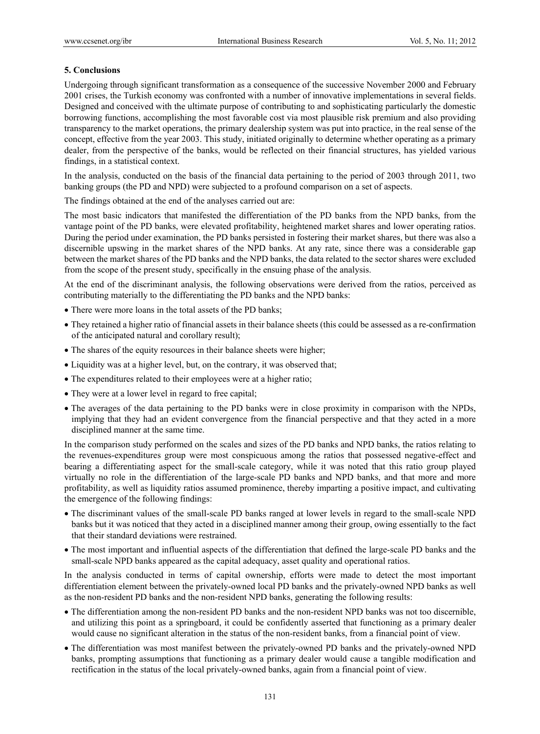## 5. Conclusions

Undergoing through significant transformation as a consequence of the successive November 2000 and February 2001 crises, the Turkish economy was confronted with a number of innovative implementations in several fields. Designed and conceived with the ultimate purpose of contributing to and sophisticating particularly the domestic borrowing functions, accomplishing the most favorable cost via most plausible risk premium and also providing transparency to the market operations, the primary dealership system was put into practice, in the real sense of the concept, effective from the year 2003. This study, initiated originally to determine whether operating as a primary dealer, from the perspective of the banks, would be reflected on their financial structures, has yielded various findings, in a statistical context.

In the analysis, conducted on the basis of the financial data pertaining to the period of 2003 through 2011, two banking groups (the PD and NPD) were subjected to a profound comparison on a set of aspects.

The findings obtained at the end of the analyses carried out are:

The most basic indicators that manifested the differentiation of the PD banks from the NPD banks, from the vantage point of the PD banks, were elevated profitability, heightened market shares and lower operating ratios. During the period under examination, the PD banks persisted in fostering their market shares, but there was also a discernible upswing in the market shares of the NPD banks. At any rate, since there was a considerable gap between the market shares of the PD banks and the NPD banks, the data related to the sector shares were excluded from the scope of the present study, specifically in the ensuing phase of the analysis.

At the end of the discriminant analysis, the following observations were derived from the ratios, perceived as contributing materially to the differentiating the PD banks and the NPD banks:

- There were more loans in the total assets of the PD banks;
- They retained a higher ratio of financial assets in their balance sheets (this could be assessed as a re-confirmation of the anticipated natural and corollary result);
- The shares of the equity resources in their balance sheets were higher;
- Liquidity was at a higher level, but, on the contrary, it was observed that;
- The expenditures related to their employees were at a higher ratio;
- They were at a lower level in regard to free capital;
- The averages of the data pertaining to the PD banks were in close proximity in comparison with the NPDs, implying that they had an evident convergence from the financial perspective and that they acted in a more disciplined manner at the same time.

In the comparison study performed on the scales and sizes of the PD banks and NPD banks, the ratios relating to the revenues-expenditures group were most conspicuous among the ratios that possessed negative-effect and bearing a differentiating aspect for the small-scale category, while it was noted that this ratio group played virtually no role in the differentiation of the large-scale PD banks and NPD banks, and that more and more profitability, as well as liquidity ratios assumed prominence, thereby imparting a positive impact, and cultivating the emergence of the following findings:

- The discriminant values of the small-scale PD banks ranged at lower levels in regard to the small-scale NPD banks but it was noticed that they acted in a disciplined manner among their group, owing essentially to the fact that their standard deviations were restrained.
- The most important and influential aspects of the differentiation that defined the large-scale PD banks and the small-scale NPD banks appeared as the capital adequacy, asset quality and operational ratios.

In the analysis conducted in terms of capital ownership, efforts were made to detect the most important differentiation element between the privately-owned local PD banks and the privately-owned NPD banks as well as the non-resident PD banks and the non-resident NPD banks, generating the following results:

- The differentiation among the non-resident PD banks and the non-resident NPD banks was not too discernible, and utilizing this point as a springboard, it could be confidently asserted that functioning as a primary dealer would cause no significant alteration in the status of the non-resident banks, from a financial point of view.
- The differentiation was most manifest between the privately-owned PD banks and the privately-owned NPD banks, prompting assumptions that functioning as a primary dealer would cause a tangible modification and rectification in the status of the local privately-owned banks, again from a financial point of view.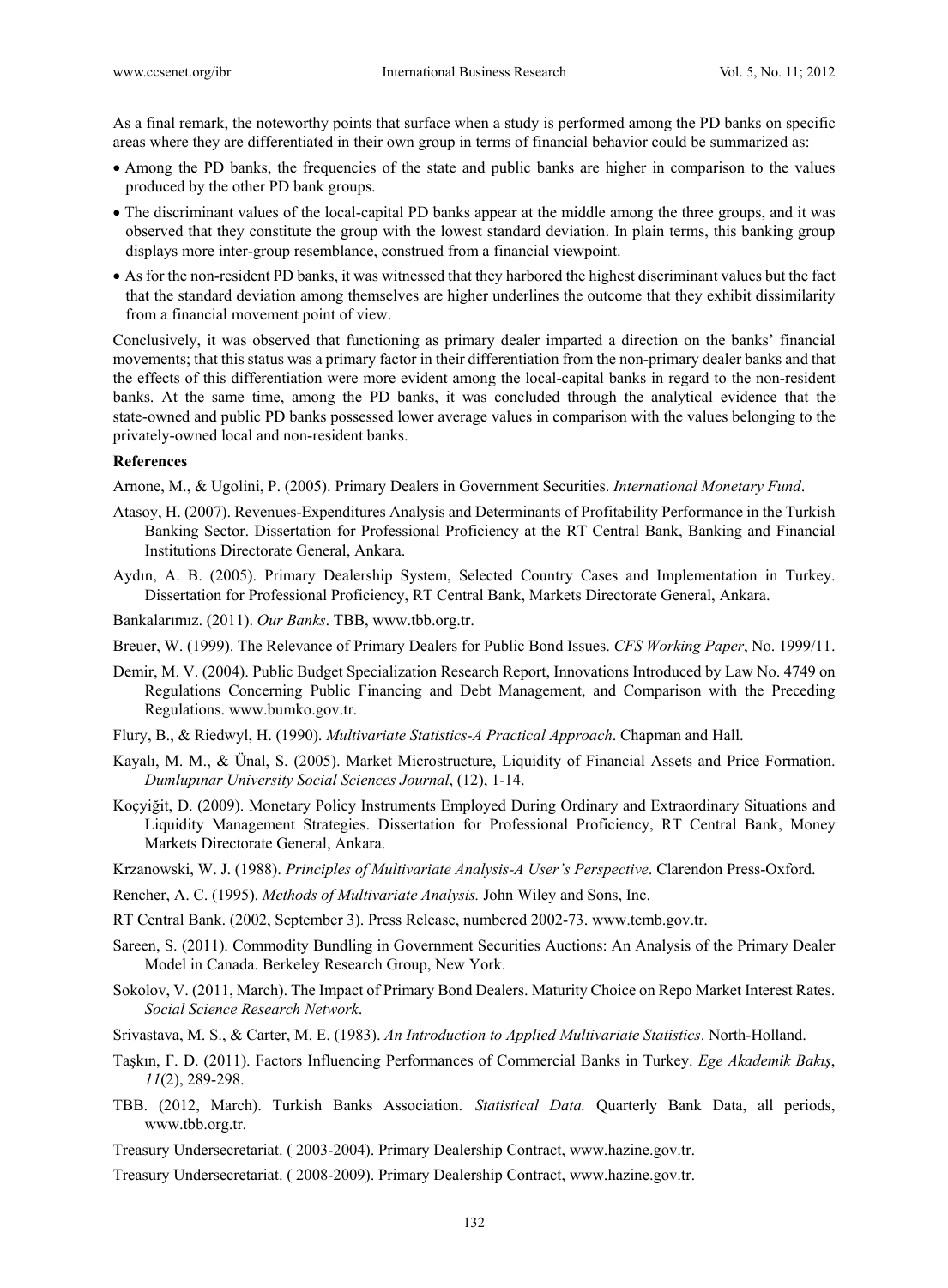As a final remark, the noteworthy points that surface when a study is performed among the PD banks on specific areas where they are differentiated in their own group in terms of financial behavior could be summarized as:

- Among the PD banks, the frequencies of the state and public banks are higher in comparison to the values produced by the other PD bank groups.
- The discriminant values of the local-capital PD banks appear at the middle among the three groups, and it was observed that they constitute the group with the lowest standard deviation. In plain terms, this banking group displays more inter-group resemblance, construed from a financial viewpoint.
- As for the non-resident PD banks, it was witnessed that they harbored the highest discriminant values but the fact that the standard deviation among themselves are higher underlines the outcome that they exhibit dissimilarity from a financial movement point of view.

Conclusively, it was observed that functioning as primary dealer imparted a direction on the banks' financial movements; that this status was a primary factor in their differentiation from the non-primary dealer banks and that the effects of this differentiation were more evident among the local-capital banks in regard to the non-resident banks. At the same time, among the PD banks, it was concluded through the analytical evidence that the state-owned and public PD banks possessed lower average values in comparison with the values belonging to the privately-owned local and non-resident banks.

**References**

Arnone, M., & Ugolini, P. (2005). Primary Dealers in Government Securities. *International Monetary Fund*.

Atasoy, H. (2007). Revenues-Expenditures Analysis and Determinants of Profitability Performance in the Turkish Banking Sector. Dissertation for Professional Proficiency at the RT Central Bank, Banking and Financial Institutions Directorate General, Ankara.

Aydın, A. B. (2005). Primary Dealership System, Selected Country Cases and Implementation in Turkey. Dissertation for Professional Proficiency, RT Central Bank, Markets Directorate General, Ankara.

Bankalarımız. (2011). *Our Banks*. TBB, www.tbb.org.tr.

Breuer, W. (1999). The Relevance of Primary Dealers for Public Bond Issues. *CFS Working Paper*, No. 1999/11.

Demir, M. V. (2004). Public Budget Specialization Research Report, Innovations Introduced by Law No. 4749 on Regulations Concerning Public Financing and Debt Management, and Comparison with the Preceding Regulations. www.bumko.gov.tr.

Flury, B., & Riedwyl, H. (1990). *Multivariate Statistics-A Practical Approach*. Chapman and Hall.

Kayalı, M. M., & Ünal, S. (2005). Market Microstructure, Liquidity of Financial Assets and Price Formation. *Dumlupınar University Social Sciences Journal*, (12), 1-14.

Koçyiğit, D. (2009). Monetary Policy Instruments Employed During Ordinary and Extraordinary Situations and Liquidity Management Strategies. Dissertation for Professional Proficiency, RT Central Bank, Money Markets Directorate General, Ankara.

Krzanowski, W. J. (1988). *Principles of Multivariate Analysis-A User's Perspective*. Clarendon Press-Oxford.

Rencher, A. C. (1995). *Methods of Multivariate Analysis.* John Wiley and Sons, Inc.

RT Central Bank. (2002, September 3). Press Release, numbered 2002-73. www.tcmb.gov.tr.

Sareen, S. (2011). Commodity Bundling in Government Securities Auctions: An Analysis of the Primary Dealer Model in Canada. Berkeley Research Group, New York.

Sokolov, V. (2011, March). The Impact of Primary Bond Dealers. Maturity Choice on Repo Market Interest Rates. *Social Science Research Network*.

Srivastava, M. S., & Carter, M. E. (1983). *An Introduction to Applied Multivariate Statistics*. North-Holland.

Taşkın, F. D. (2011). Factors Influencing Performances of Commercial Banks in Turkey. *Ege Akademik Bakış*, *11*(2), 289-298.

TBB. (2012, March). Turkish Banks Association. *Statistical Data.* Quarterly Bank Data, all periods, www.tbb.org.tr.

Treasury Undersecretariat. ( 2003-2004). Primary Dealership Contract, www.hazine.gov.tr.

Treasury Undersecretariat. ( 2008-2009). Primary Dealership Contract, www.hazine.gov.tr.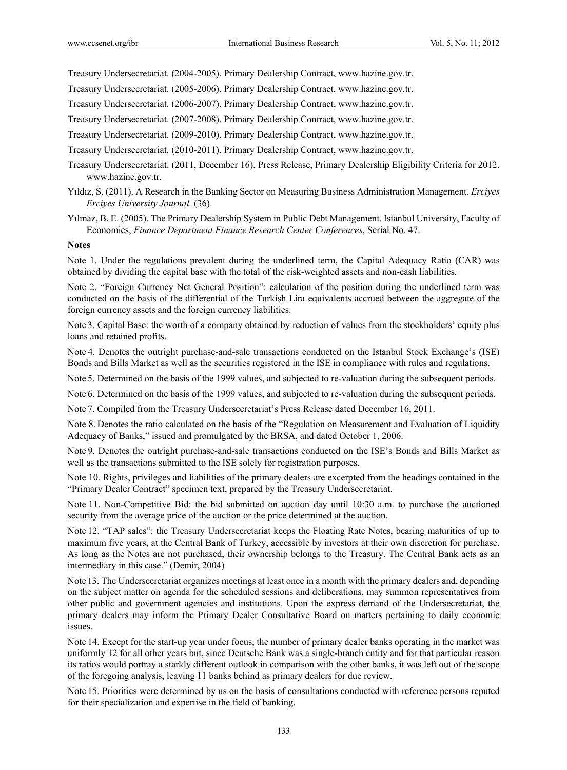Treasury Undersecretariat. (2004-2005). Primary Dealership Contract, www.hazine.gov.tr.

Treasury Undersecretariat. (2005-2006). Primary Dealership Contract, www.hazine.gov.tr.

Treasury Undersecretariat. (2006-2007). Primary Dealership Contract, www.hazine.gov.tr.

Treasury Undersecretariat. (2007-2008). Primary Dealership Contract, www.hazine.gov.tr.

Treasury Undersecretariat. (2009-2010). Primary Dealership Contract, www.hazine.gov.tr.

Treasury Undersecretariat. (2010-2011). Primary Dealership Contract, www.hazine.gov.tr.

Treasury Undersecretariat. (2011, December 16). Press Release, Primary Dealership Eligibility Criteria for 2012. www.hazine.gov.tr.

Yıldız, S. (2011). A Research in the Banking Sector on Measuring Business Administration Management. *Erciyes Erciyes University Journal,* (36).

Yılmaz, B. E. (2005). The Primary Dealership System in Public Debt Management. Istanbul University, Faculty of Economics, *Finance Department Finance Research Center Conferences*, Serial No. 47.

**Notes**

Note 1. Under the regulations prevalent during the underlined term, the Capital Adequacy Ratio (CAR) was obtained by dividing the capital base with the total of the risk-weighted assets and non-cash liabilities.

Note 2. "Foreign Currency Net General Position": calculation of the position during the underlined term was conducted on the basis of the differential of the Turkish Lira equivalents accrued between the aggregate of the foreign currency assets and the foreign currency liabilities.

Note 3. Capital Base: the worth of a company obtained by reduction of values from the stockholders' equity plus loans and retained profits.

Note 4. Denotes the outright purchase-and-sale transactions conducted on the Istanbul Stock Exchange's (ISE) Bonds and Bills Market as well as the securities registered in the ISE in compliance with rules and regulations.

Note 5. Determined on the basis of the 1999 values, and subjected to re-valuation during the subsequent periods.

Note 6. Determined on the basis of the 1999 values, and subjected to re-valuation during the subsequent periods.

Note 7. Compiled from the Treasury Undersecretariat's Press Release dated December 16, 2011.

Note 8. Denotes the ratio calculated on the basis of the "Regulation on Measurement and Evaluation of Liquidity Adequacy of Banks," issued and promulgated by the BRSA, and dated October 1, 2006.

Note 9. Denotes the outright purchase-and-sale transactions conducted on the ISE's Bonds and Bills Market as well as the transactions submitted to the ISE solely for registration purposes.

Note 10. Rights, privileges and liabilities of the primary dealers are excerpted from the headings contained in the "Primary Dealer Contract" specimen text, prepared by the Treasury Undersecretariat.

Note 11. Non-Competitive Bid: the bid submitted on auction day until 10:30 a.m. to purchase the auctioned security from the average price of the auction or the price determined at the auction.

Note 12. "TAP sales": the Treasury Undersecretariat keeps the Floating Rate Notes, bearing maturities of up to maximum five years, at the Central Bank of Turkey, accessible by investors at their own discretion for purchase. As long as the Notes are not purchased, their ownership belongs to the Treasury. The Central Bank acts as an intermediary in this case." (Demir, 2004)

Note 13. The Undersecretariat organizes meetings at least once in a month with the primary dealers and, depending on the subject matter on agenda for the scheduled sessions and deliberations, may summon representatives from other public and government agencies and institutions. Upon the express demand of the Undersecretariat, the primary dealers may inform the Primary Dealer Consultative Board on matters pertaining to daily economic issues.

Note 14. Except for the start-up year under focus, the number of primary dealer banks operating in the market was uniformly 12 for all other years but, since Deutsche Bank was a single-branch entity and for that particular reason its ratios would portray a starkly different outlook in comparison with the other banks, it was left out of the scope of the foregoing analysis, leaving 11 banks behind as primary dealers for due review.

Note 15. Priorities were determined by us on the basis of consultations conducted with reference persons reputed for their specialization and expertise in the field of banking.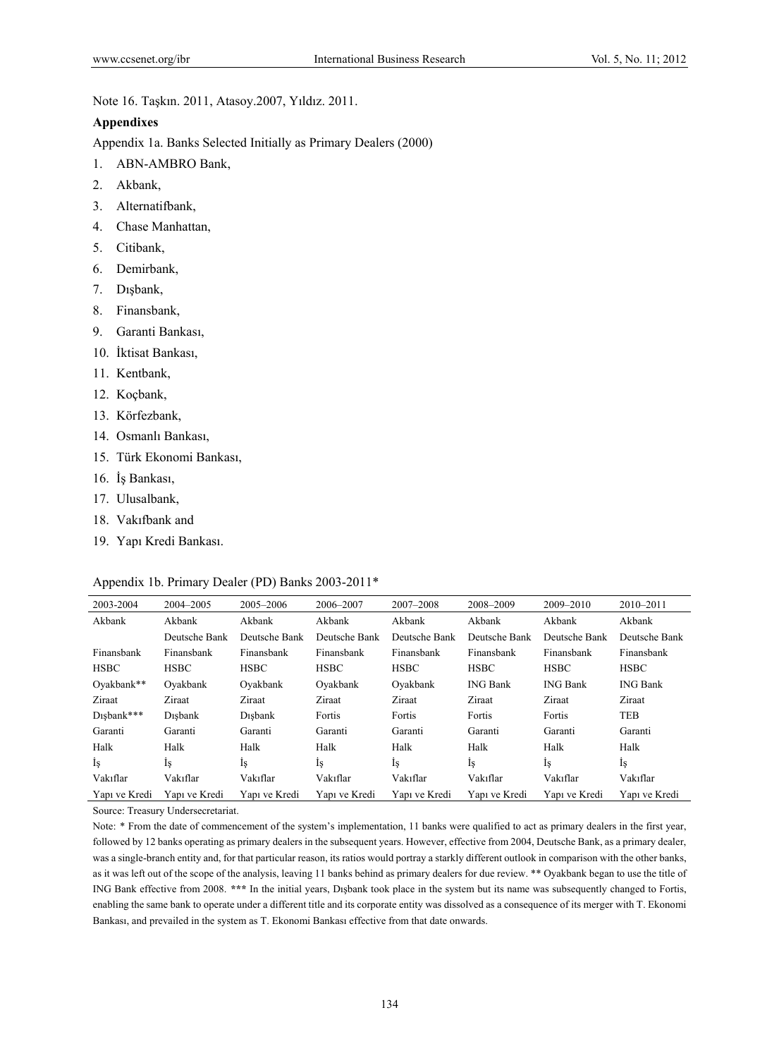Note 16. Taşkın. 2011, Atasoy.2007, Yıldız. 2011.

**Appendixes**

Appendix 1a. Banks Selected Initially as Primary Dealers (2000)

1. ABN-AMBRO Bank,
2. Akbank,
3. Alternatifbank,
4. Chase Manhattan,
5. Citibank,
6. Demirbank,
7. Dışbank,
8. Finansbank,
9. Garanti Bankası,
10. İktisat Bankası,
11. Kentbank,
12. Koçbank,
13. Körfezbank,
14. Osmanlı Bankası,
15. Türk Ekonomi Bankası,
16. İş Bankası,
17. Ulusalbank,
18. Vakıfbank and
19. Yapı Kredi Bankası.

Appendix 1b. Primary Dealer (PD) Banks 2003-2011*

| 2003-2004 | 2004–2005 | 2005–2006 | 2006–2007 | 2007–2008 | 2008–2009 | 2009–2010 | 2010–2011 |
|---|---|---|---|---|---|---|---|
| Akbank | Akbank | Akbank | Akbank | Akbank | Akbank | Akbank | Akbank |
| | Deutsche Bank | Deutsche Bank | Deutsche Bank | Deutsche Bank | Deutsche Bank | Deutsche Bank | Deutsche Bank |
| Finansbank | Finansbank | Finansbank | Finansbank | Finansbank | Finansbank | Finansbank | Finansbank |
| HSBC | HSBC | HSBC | HSBC | HSBC | HSBC | HSBC | HSBC |
| Oyakbank** | Oyakbank | Oyakbank | Oyakbank | Oyakbank | ING Bank | ING Bank | ING Bank |
| Ziraat | Ziraat | Ziraat | Ziraat | Ziraat | Ziraat | Ziraat | Ziraat |
| Dışbank*** | Dışbank | Dışbank | Fortis | Fortis | Fortis | Fortis | TEB |
| Garanti | Garanti | Garanti | Garanti | Garanti | Garanti | Garanti | Garanti |
| Halk | Halk | Halk | Halk | Halk | Halk | Halk | Halk |
| İş | İş | İş | İş | İş | İş | İş | İş |
| Vakıflar | Vakıflar | Vakıflar | Vakıflar | Vakıflar | Vakıflar | Vakıflar | Vakıflar |
| Yapı ve Kredi | Yapı ve Kredi | Yapı ve Kredi | Yapı ve Kredi | Yapı ve Kredi | Yapı ve Kredi | Yapı ve Kredi | Yapı ve Kredi |

Source: Treasury Undersecretariat.

Note: * From the date of commencement of the system's implementation, 11 banks were qualified to act as primary dealers in the first year, followed by 12 banks operating as primary dealers in the subsequent years. However, effective from 2004, Deutsche Bank, as a primary dealer, was a single-branch entity and, for that particular reason, its ratios would portray a starkly different outlook in comparison with the other banks, as it was left out of the scope of the analysis, leaving 11 banks behind as primary dealers for due review. ** Oyakbank began to use the title of ING Bank effective from 2008. *** In the initial years, Dışbank took place in the system but its name was subsequently changed to Fortis, enabling the same bank to operate under a different title and its corporate entity was dissolved as a consequence of its merger with T. Ekonomi Bankası, and prevailed in the system as T. Ekonomi Bankası effective from that date onwards.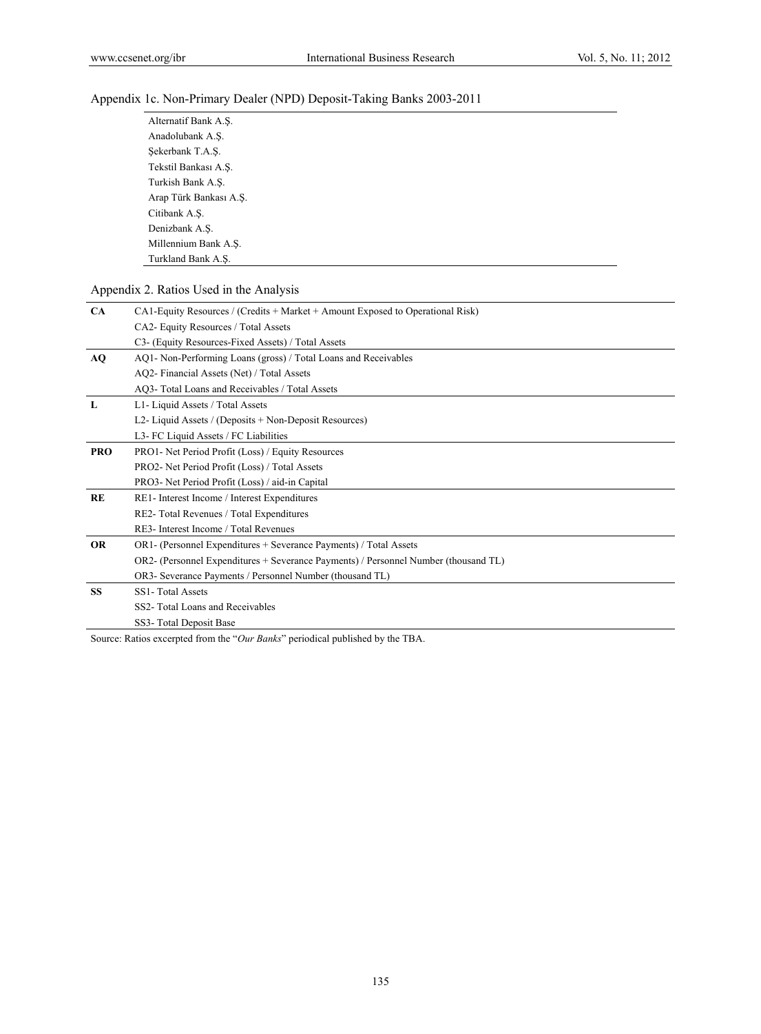## Appendix 1c. Non-Primary Dealer (NPD) Deposit-Taking Banks 2003-2011

| |
|---|
| Alternatif Bank A.Ş. |
| Anadolubank A.Ş. |
| Şekerbank T.A.Ş. |
| Tekstil Bankası A.Ş. |
| Turkish Bank A.Ş. |
| Arap Türk Bankası A.Ş. |
| Citibank A.Ş. |
| Denizbank A.Ş. |
| Millennium Bank A.Ş. |
| Turkland Bank A.Ş. |

## Appendix 2. Ratios Used in the Analysis

| | |
|---|---|
| **CA** | CA1-Equity Resources / (Credits + Market + Amount Exposed to Operational Risk) |
| | CA2- Equity Resources / Total Assets |
| | C3- (Equity Resources-Fixed Assets) / Total Assets |
| **AQ** | AQ1- Non-Performing Loans (gross) / Total Loans and Receivables |
| | AQ2- Financial Assets (Net) / Total Assets |
| | AQ3- Total Loans and Receivables / Total Assets |
| **L** | L1- Liquid Assets / Total Assets |
| | L2- Liquid Assets / (Deposits + Non-Deposit Resources) |
| | L3- FC Liquid Assets / FC Liabilities |
| **PRO** | PRO1- Net Period Profit (Loss) / Equity Resources |
| | PRO2- Net Period Profit (Loss) / Total Assets |
| | PRO3- Net Period Profit (Loss) / aid-in Capital |
| **RE** | RE1- Interest Income / Interest Expenditures |
| | RE2- Total Revenues / Total Expenditures |
| | RE3- Interest Income / Total Revenues |
| **OR** | OR1- (Personnel Expenditures + Severance Payments) / Total Assets |
| | OR2- (Personnel Expenditures + Severance Payments) / Personnel Number (thousand TL) |
| | OR3- Severance Payments / Personnel Number (thousand TL) |
| **SS** | SS1- Total Assets |
| | SS2- Total Loans and Receivables |
| | SS3- Total Deposit Base |

Source: Ratios excerpted from the "*Our Banks*" periodical published by the TBA.